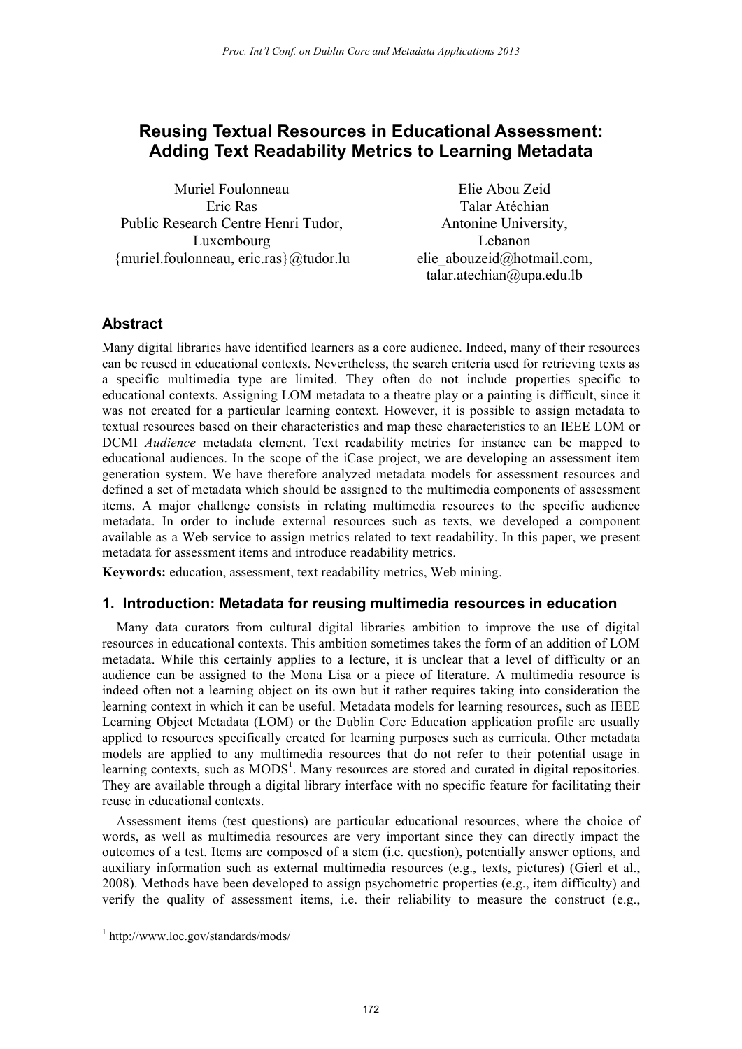# Reusing Textual Resources in Educational Assessment: Adding Text Readability Metrics to Learning Metadata

Muriel Foulonneau
Eric Ras
Public Research Centre Henri Tudor,
Luxembourg
{muriel.foulonneau, eric.ras}@tudor.lu

Elie Abou Zeid
Talar Atéchian
Antonine University,
Lebanon
elie_abouzeid@hotmail.com,
talar.atechian@upa.edu.lb

## Abstract

Many digital libraries have identified learners as a core audience. Indeed, many of their resources can be reused in educational contexts. Nevertheless, the search criteria used for retrieving texts as a specific multimedia type are limited. They often do not include properties specific to educational contexts. Assigning LOM metadata to a theatre play or a painting is difficult, since it was not created for a particular learning context. However, it is possible to assign metadata to textual resources based on their characteristics and map these characteristics to an IEEE LOM or DCMI *Audience* metadata element. Text readability metrics for instance can be mapped to educational audiences. In the scope of the iCase project, we are developing an assessment item generation system. We have therefore analyzed metadata models for assessment resources and defined a set of metadata which should be assigned to the multimedia components of assessment items. A major challenge consists in relating multimedia resources to the specific audience metadata. In order to include external resources such as texts, we developed a component available as a Web service to assign metrics related to text readability. In this paper, we present metadata for assessment items and introduce readability metrics.

**Keywords:** education, assessment, text readability metrics, Web mining.

## 1. Introduction: Metadata for reusing multimedia resources in education

Many data curators from cultural digital libraries ambition to improve the use of digital resources in educational contexts. This ambition sometimes takes the form of an addition of LOM metadata. While this certainly applies to a lecture, it is unclear that a level of difficulty or an audience can be assigned to the Mona Lisa or a piece of literature. A multimedia resource is indeed often not a learning object on its own but it rather requires taking into consideration the learning context in which it can be useful. Metadata models for learning resources, such as IEEE Learning Object Metadata (LOM) or the Dublin Core Education application profile are usually applied to resources specifically created for learning purposes such as curricula. Other metadata models are applied to any multimedia resources that do not refer to their potential usage in learning contexts, such as MODS[1]. Many resources are stored and curated in digital repositories. They are available through a digital library interface with no specific feature for facilitating their reuse in educational contexts.

Assessment items (test questions) are particular educational resources, where the choice of words, as well as multimedia resources are very important since they can directly impact the outcomes of a test. Items are composed of a stem (i.e. question), potentially answer options, and auxiliary information such as external multimedia resources (e.g., texts, pictures) (Gierl et al., 2008). Methods have been developed to assign psychometric properties (e.g., item difficulty) and verify the quality of assessment items, i.e. their reliability to measure the construct (e.g.,

[1] http://www.loc.gov/standards/mods/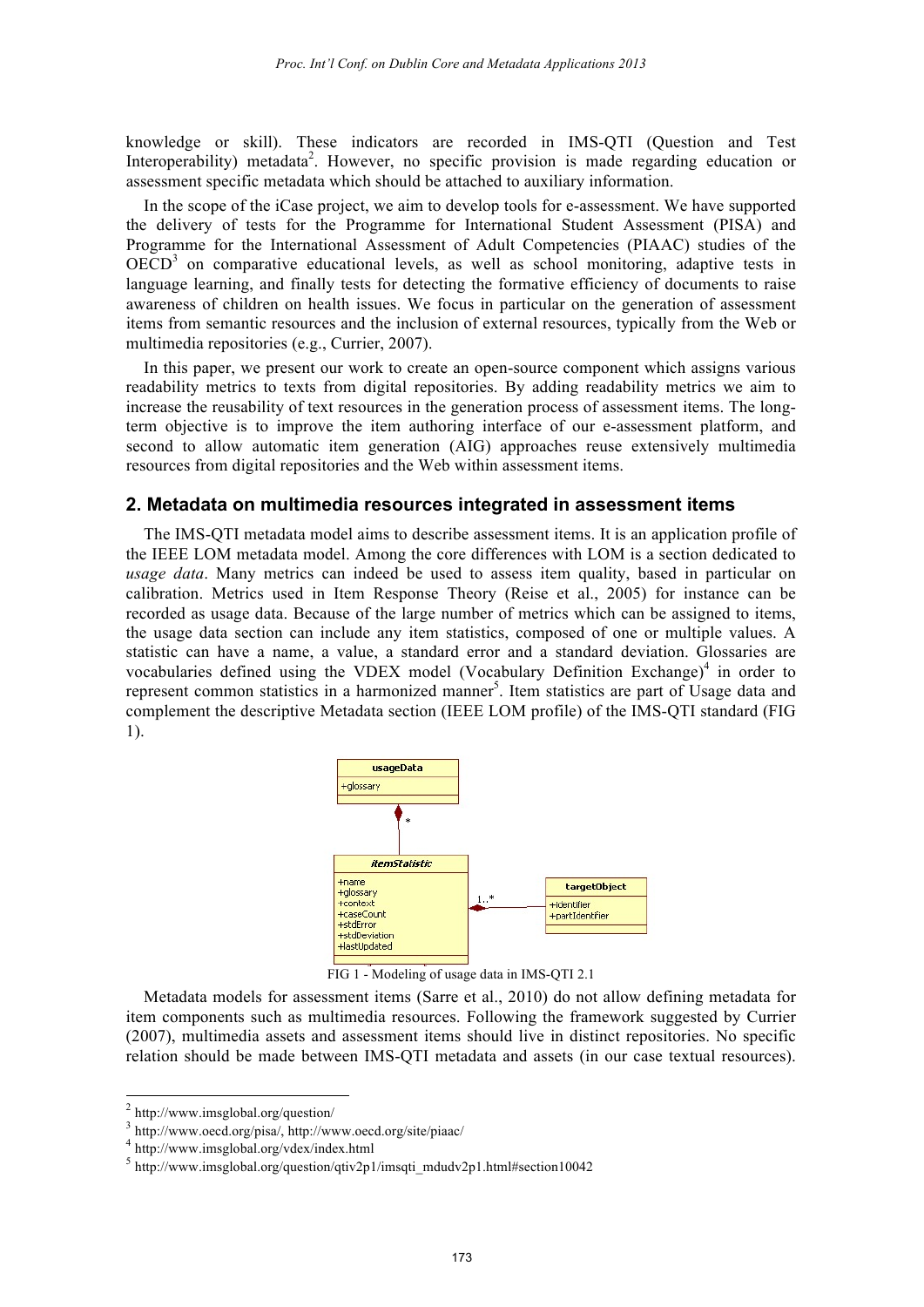knowledge or skill). These indicators are recorded in IMS-QTI (Question and Test Interoperability) metadata[2]. However, no specific provision is made regarding education or assessment specific metadata which should be attached to auxiliary information.

In the scope of the iCase project, we aim to develop tools for e-assessment. We have supported the delivery of tests for the Programme for International Student Assessment (PISA) and Programme for the International Assessment of Adult Competencies (PIAAC) studies of the OECD[3] on comparative educational levels, as well as school monitoring, adaptive tests in language learning, and finally tests for detecting the formative efficiency of documents to raise awareness of children on health issues. We focus in particular on the generation of assessment items from semantic resources and the inclusion of external resources, typically from the Web or multimedia repositories (e.g., Currier, 2007).

In this paper, we present our work to create an open-source component which assigns various readability metrics to texts from digital repositories. By adding readability metrics we aim to increase the reusability of text resources in the generation process of assessment items. The long-term objective is to improve the item authoring interface of our e-assessment platform, and second to allow automatic item generation (AIG) approaches reuse extensively multimedia resources from digital repositories and the Web within assessment items.

## 2. Metadata on multimedia resources integrated in assessment items

The IMS-QTI metadata model aims to describe assessment items. It is an application profile of the IEEE LOM metadata model. Among the core differences with LOM is a section dedicated to *usage data*. Many metrics can indeed be used to assess item quality, based in particular on calibration. Metrics used in Item Response Theory (Reise et al., 2005) for instance can be recorded as usage data. Because of the large number of metrics which can be assigned to items, the usage data section can include any item statistics, composed of one or multiple values. A statistic can have a name, a value, a standard error and a standard deviation. Glossaries are vocabularies defined using the VDEX model (Vocabulary Definition Exchange)[4] in order to represent common statistics in a harmonized manner[5]. Item statistics are part of Usage data and complement the descriptive Metadata section (IEEE LOM profile) of the IMS-QTI standard (FIG 1).

FIG 1 - Modeling of usage data in IMS-QTI 2.1

Metadata models for assessment items (Sarre et al., 2010) do not allow defining metadata for item components such as multimedia resources. Following the framework suggested by Currier (2007), multimedia assets and assessment items should live in distinct repositories. No specific relation should be made between IMS-QTI metadata and assets (in our case textual resources).

[2] http://www.imsglobal.org/question/

[3] http://www.oecd.org/pisa/, http://www.oecd.org/site/piaac/

[4] http://www.imsglobal.org/vdex/index.html

[5] http://www.imsglobal.org/question/qtiv2p1/imsqti_mdudv2p1.html#section10042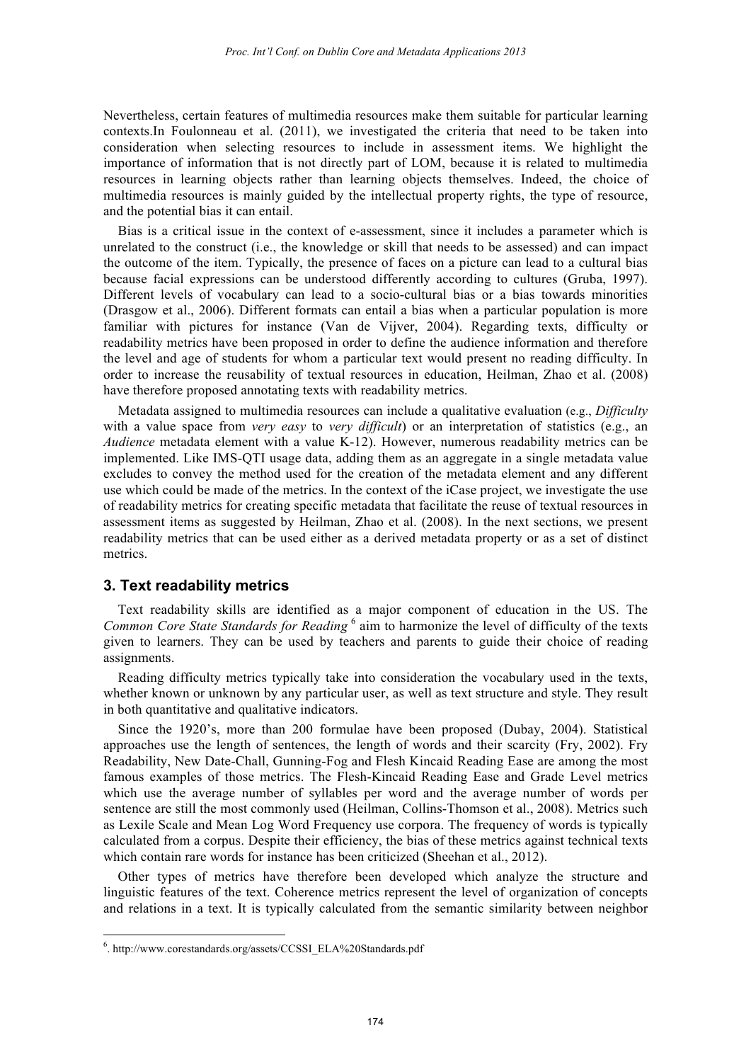Nevertheless, certain features of multimedia resources make them suitable for particular learning contexts.In Foulonneau et al. (2011), we investigated the criteria that need to be taken into consideration when selecting resources to include in assessment items. We highlight the importance of information that is not directly part of LOM, because it is related to multimedia resources in learning objects rather than learning objects themselves. Indeed, the choice of multimedia resources is mainly guided by the intellectual property rights, the type of resource, and the potential bias it can entail.

Bias is a critical issue in the context of e-assessment, since it includes a parameter which is unrelated to the construct (i.e., the knowledge or skill that needs to be assessed) and can impact the outcome of the item. Typically, the presence of faces on a picture can lead to a cultural bias because facial expressions can be understood differently according to cultures (Gruba, 1997). Different levels of vocabulary can lead to a socio-cultural bias or a bias towards minorities (Drasgow et al., 2006). Different formats can entail a bias when a particular population is more familiar with pictures for instance (Van de Vijver, 2004). Regarding texts, difficulty or readability metrics have been proposed in order to define the audience information and therefore the level and age of students for whom a particular text would present no reading difficulty. In order to increase the reusability of textual resources in education, Heilman, Zhao et al. (2008) have therefore proposed annotating texts with readability metrics.

Metadata assigned to multimedia resources can include a qualitative evaluation (e.g., *Difficulty* with a value space from *very easy* to *very difficult*) or an interpretation of statistics (e.g., an *Audience* metadata element with a value K-12). However, numerous readability metrics can be implemented. Like IMS-QTI usage data, adding them as an aggregate in a single metadata value excludes to convey the method used for the creation of the metadata element and any different use which could be made of the metrics. In the context of the iCase project, we investigate the use of readability metrics for creating specific metadata that facilitate the reuse of textual resources in assessment items as suggested by Heilman, Zhao et al. (2008). In the next sections, we present readability metrics that can be used either as a derived metadata property or as a set of distinct metrics.

## 3. Text readability metrics

Text readability skills are identified as a major component of education in the US. The *Common Core State Standards for Reading* [6] aim to harmonize the level of difficulty of the texts given to learners. They can be used by teachers and parents to guide their choice of reading assignments.

Reading difficulty metrics typically take into consideration the vocabulary used in the texts, whether known or unknown by any particular user, as well as text structure and style. They result in both quantitative and qualitative indicators.

Since the 1920's, more than 200 formulae have been proposed (Dubay, 2004). Statistical approaches use the length of sentences, the length of words and their scarcity (Fry, 2002). Fry Readability, New Date-Chall, Gunning-Fog and Flesh Kincaid Reading Ease are among the most famous examples of those metrics. The Flesh-Kincaid Reading Ease and Grade Level metrics which use the average number of syllables per word and the average number of words per sentence are still the most commonly used (Heilman, Collins-Thomson et al., 2008). Metrics such as Lexile Scale and Mean Log Word Frequency use corpora. The frequency of words is typically calculated from a corpus. Despite their efficiency, the bias of these metrics against technical texts which contain rare words for instance has been criticized (Sheehan et al., 2012).

Other types of metrics have therefore been developed which analyze the structure and linguistic features of the text. Coherence metrics represent the level of organization of concepts and relations in a text. It is typically calculated from the semantic similarity between neighbor

[6]. http://www.corestandards.org/assets/CCSSI_ELA%20Standards.pdf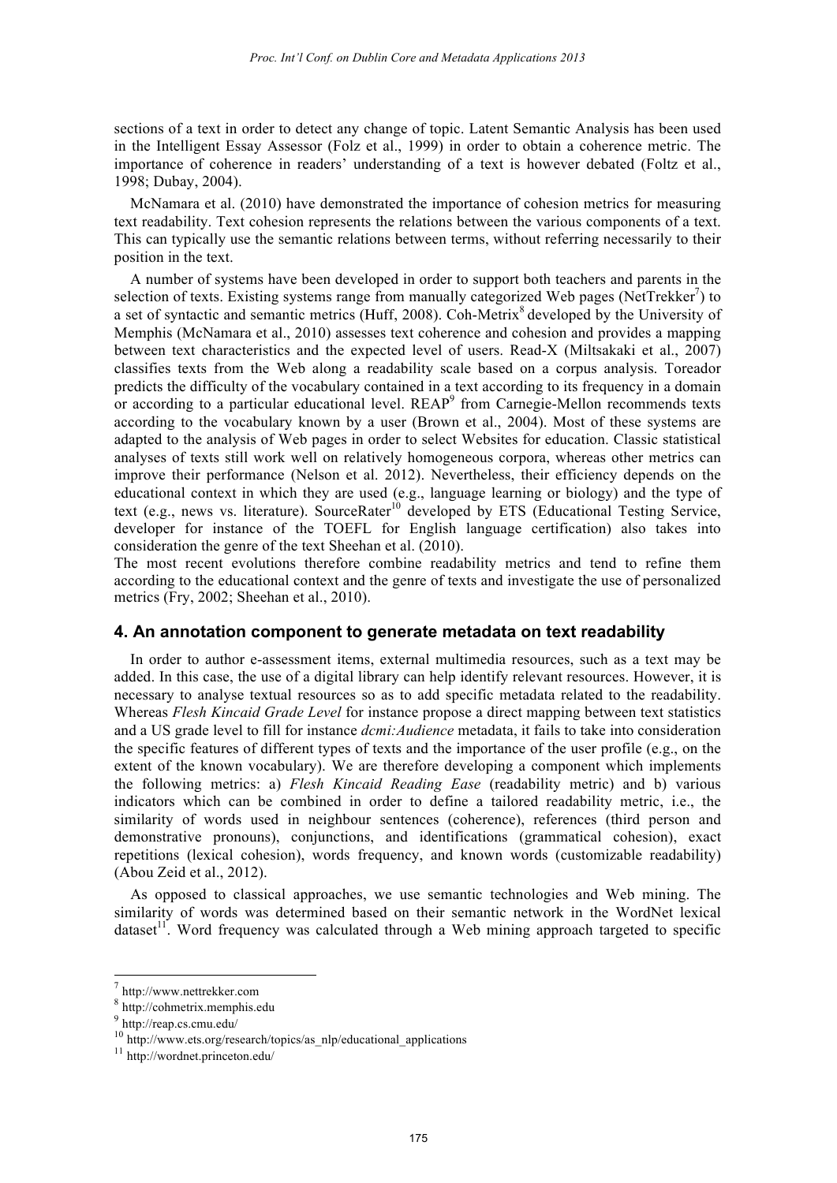sections of a text in order to detect any change of topic. Latent Semantic Analysis has been used in the Intelligent Essay Assessor (Folz et al., 1999) in order to obtain a coherence metric. The importance of coherence in readers' understanding of a text is however debated (Foltz et al., 1998; Dubay, 2004).

McNamara et al. (2010) have demonstrated the importance of cohesion metrics for measuring text readability. Text cohesion represents the relations between the various components of a text. This can typically use the semantic relations between terms, without referring necessarily to their position in the text.

A number of systems have been developed in order to support both teachers and parents in the selection of texts. Existing systems range from manually categorized Web pages (NetTrekker[7]) to a set of syntactic and semantic metrics (Huff, 2008). Coh-Metrix[8] developed by the University of Memphis (McNamara et al., 2010) assesses text coherence and cohesion and provides a mapping between text characteristics and the expected level of users. Read-X (Miltsakaki et al., 2007) classifies texts from the Web along a readability scale based on a corpus analysis. Toreador predicts the difficulty of the vocabulary contained in a text according to its frequency in a domain or according to a particular educational level. REAP[9] from Carnegie-Mellon recommends texts according to the vocabulary known by a user (Brown et al., 2004). Most of these systems are adapted to the analysis of Web pages in order to select Websites for education. Classic statistical analyses of texts still work well on relatively homogeneous corpora, whereas other metrics can improve their performance (Nelson et al. 2012). Nevertheless, their efficiency depends on the educational context in which they are used (e.g., language learning or biology) and the type of text (e.g., news vs. literature). SourceRater[10] developed by ETS (Educational Testing Service, developer for instance of the TOEFL for English language certification) also takes into consideration the genre of the text Sheehan et al. (2010).

The most recent evolutions therefore combine readability metrics and tend to refine them according to the educational context and the genre of texts and investigate the use of personalized metrics (Fry, 2002; Sheehan et al., 2010).

## 4. An annotation component to generate metadata on text readability

In order to author e-assessment items, external multimedia resources, such as a text may be added. In this case, the use of a digital library can help identify relevant resources. However, it is necessary to analyse textual resources so as to add specific metadata related to the readability. Whereas *Flesh Kincaid Grade Level* for instance propose a direct mapping between text statistics and a US grade level to fill for instance *dcmi:Audience* metadata, it fails to take into consideration the specific features of different types of texts and the importance of the user profile (e.g., on the extent of the known vocabulary). We are therefore developing a component which implements the following metrics: a) *Flesh Kincaid Reading Ease* (readability metric) and b) various indicators which can be combined in order to define a tailored readability metric, i.e., the similarity of words used in neighbour sentences (coherence), references (third person and demonstrative pronouns), conjunctions, and identifications (grammatical cohesion), exact repetitions (lexical cohesion), words frequency, and known words (customizable readability) (Abou Zeid et al., 2012).

As opposed to classical approaches, we use semantic technologies and Web mining. The similarity of words was determined based on their semantic network in the WordNet lexical dataset[11]. Word frequency was calculated through a Web mining approach targeted to specific

[7] http://www.nettrekker.com
[8] http://cohmetrix.memphis.edu
[9] http://reap.cs.cmu.edu/
[10] http://www.ets.org/research/topics/as_nlp/educational_applications
[11] http://wordnet.princeton.edu/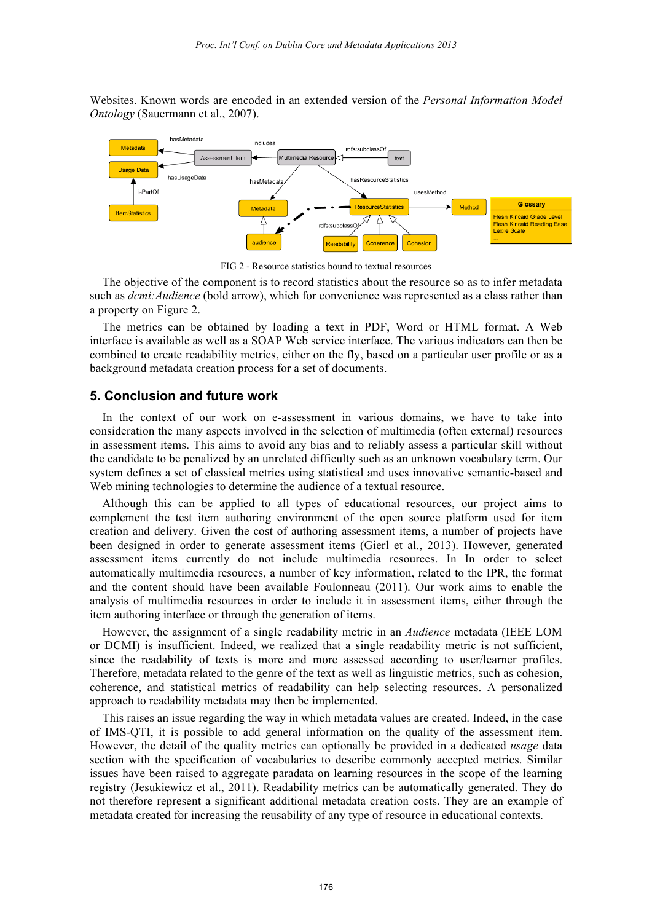Websites. Known words are encoded in an extended version of the *Personal Information Model Ontology* (Sauermann et al., 2007).

FIG 2 - Resource statistics bound to textual resources

The objective of the component is to record statistics about the resource so as to infer metadata such as *dcmi:Audience* (bold arrow), which for convenience was represented as a class rather than a property on Figure 2.

The metrics can be obtained by loading a text in PDF, Word or HTML format. A Web interface is available as well as a SOAP Web service interface. The various indicators can then be combined to create readability metrics, either on the fly, based on a particular user profile or as a background metadata creation process for a set of documents.

## 5. Conclusion and future work

In the context of our work on e-assessment in various domains, we have to take into consideration the many aspects involved in the selection of multimedia (often external) resources in assessment items. This aims to avoid any bias and to reliably assess a particular skill without the candidate to be penalized by an unrelated difficulty such as an unknown vocabulary term. Our system defines a set of classical metrics using statistical and uses innovative semantic-based and Web mining technologies to determine the audience of a textual resource.

Although this can be applied to all types of educational resources, our project aims to complement the test item authoring environment of the open source platform used for item creation and delivery. Given the cost of authoring assessment items, a number of projects have been designed in order to generate assessment items (Gierl et al., 2013). However, generated assessment items currently do not include multimedia resources. In In order to select automatically multimedia resources, a number of key information, related to the IPR, the format and the content should have been available Foulonneau (2011). Our work aims to enable the analysis of multimedia resources in order to include it in assessment items, either through the item authoring interface or through the generation of items.

However, the assignment of a single readability metric in an *Audience* metadata (IEEE LOM or DCMI) is insufficient. Indeed, we realized that a single readability metric is not sufficient, since the readability of texts is more and more assessed according to user/learner profiles. Therefore, metadata related to the genre of the text as well as linguistic metrics, such as cohesion, coherence, and statistical metrics of readability can help selecting resources. A personalized approach to readability metadata may then be implemented.

This raises an issue regarding the way in which metadata values are created. Indeed, in the case of IMS-QTI, it is possible to add general information on the quality of the assessment item. However, the detail of the quality metrics can optionally be provided in a dedicated *usage* data section with the specification of vocabularies to describe commonly accepted metrics. Similar issues have been raised to aggregate paradata on learning resources in the scope of the learning registry (Jesukiewicz et al., 2011). Readability metrics can be automatically generated. They do not therefore represent a significant additional metadata creation costs. They are an example of metadata created for increasing the reusability of any type of resource in educational contexts.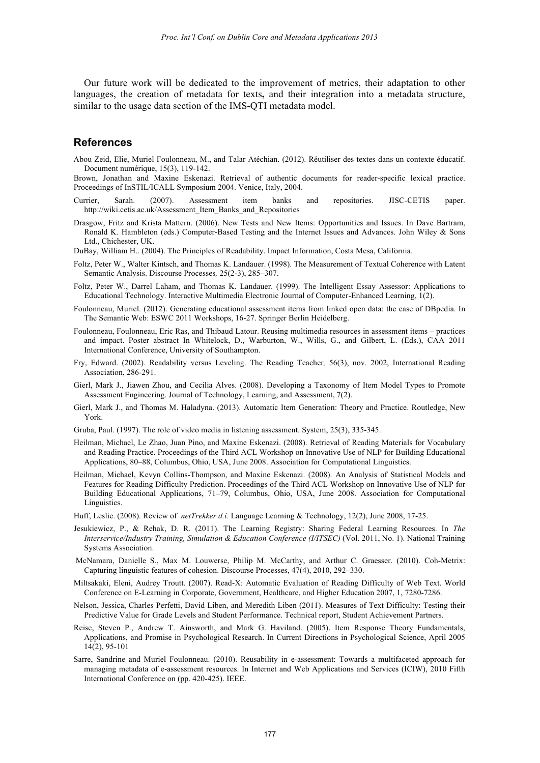Our future work will be dedicated to the improvement of metrics, their adaptation to other languages, the creation of metadata for texts**,** and their integration into a metadata structure, similar to the usage data section of the IMS-QTI metadata model.

## References

Abou Zeid, Elie, Muriel Foulonneau, M., and Talar Atéchian. (2012). Réutiliser des textes dans un contexte éducatif. Document numérique, 15(3), 119-142.

Brown, Jonathan and Maxine Eskenazi. Retrieval of authentic documents for reader-specific lexical practice. Proceedings of InSTIL/ICALL Symposium 2004. Venice, Italy, 2004.

Currier, Sarah. (2007). Assessment item banks and repositories. JISC-CETIS paper. http://wiki.cetis.ac.uk/Assessment_Item_Banks_and_Repositories

Drasgow, Fritz and Krista Mattern. (2006). New Tests and New Items: Opportunities and Issues. In Dave Bartram, Ronald K. Hambleton (eds.) Computer-Based Testing and the Internet Issues and Advances. John Wiley & Sons Ltd., Chichester, UK.

DuBay, William H.. (2004). The Principles of Readability. Impact Information, Costa Mesa, California.

Foltz, Peter W., Walter Kintsch, and Thomas K. Landauer. (1998). The Measurement of Textual Coherence with Latent Semantic Analysis. Discourse Processes*,* 25(2-3), 285–307.

Foltz, Peter W., Darrel Laham, and Thomas K. Landauer. (1999). The Intelligent Essay Assessor: Applications to Educational Technology. Interactive Multimedia Electronic Journal of Computer-Enhanced Learning, 1(2).

Foulonneau, Muriel. (2012). Generating educational assessment items from linked open data: the case of DBpedia. In The Semantic Web: ESWC 2011 Workshops, 16-27. Springer Berlin Heidelberg.

Foulonneau, Foulonneau, Eric Ras, and Thibaud Latour. Reusing multimedia resources in assessment items – practices and impact. Poster abstract In Whitelock, D., Warburton, W., Wills, G., and Gilbert, L. (Eds.), CAA 2011 International Conference, University of Southampton.

Fry, Edward. (2002). Readability versus Leveling. The Reading Teacher*,* 56(3), nov. 2002, International Reading Association, 286-291.

Gierl, Mark J., Jiawen Zhou, and Cecilia Alves. (2008). Developing a Taxonomy of Item Model Types to Promote Assessment Engineering. Journal of Technology, Learning, and Assessment, 7(2).

Gierl, Mark J., and Thomas M. Haladyna. (2013). Automatic Item Generation: Theory and Practice. Routledge, New York.

Gruba, Paul. (1997). The role of video media in listening assessment. System, 25(3), 335-345.

Heilman, Michael, Le Zhao, Juan Pino, and Maxine Eskenazi. (2008). Retrieval of Reading Materials for Vocabulary and Reading Practice. Proceedings of the Third ACL Workshop on Innovative Use of NLP for Building Educational Applications, 80–88, Columbus, Ohio, USA, June 2008. Association for Computational Linguistics.

Heilman, Michael, Kevyn Collins-Thompson, and Maxine Eskenazi. (2008). An Analysis of Statistical Models and Features for Reading Difficulty Prediction. Proceedings of the Third ACL Workshop on Innovative Use of NLP for Building Educational Applications, 71–79, Columbus, Ohio, USA, June 2008. Association for Computational Linguistics.

Huff, Leslie. (2008). Review of *netTrekker d.i.* Language Learning & Technology, 12(2), June 2008, 17-25.

Jesukiewicz, P., & Rehak, D. R. (2011). The Learning Registry: Sharing Federal Learning Resources. In *The Interservice/Industry Training, Simulation & Education Conference (I/ITSEC)* (Vol. 2011, No. 1). National Training Systems Association.

McNamara, Danielle S., Max M. Louwerse, Philip M. McCarthy, and Arthur C. Graesser. (2010). Coh-Metrix: Capturing linguistic features of cohesion. Discourse Processes, 47(4), 2010, 292–330.

Miltsakaki, Eleni, Audrey Troutt. (2007). Read-X: Automatic Evaluation of Reading Difficulty of Web Text. World Conference on E-Learning in Corporate, Government, Healthcare, and Higher Education 2007, 1, 7280-7286.

Nelson, Jessica, Charles Perfetti, David Liben, and Meredith Liben (2011). Measures of Text Difficulty: Testing their Predictive Value for Grade Levels and Student Performance. Technical report, Student Achievement Partners.

Reise, Steven P., Andrew T. Ainsworth, and Mark G. Haviland. (2005). Item Response Theory Fundamentals, Applications, and Promise in Psychological Research. In Current Directions in Psychological Science, April 2005 14(2), 95-101

Sarre, Sandrine and Muriel Foulonneau. (2010). Reusability in e-assessment: Towards a multifaceted approach for managing metadata of e-assessment resources. In Internet and Web Applications and Services (ICIW), 2010 Fifth International Conference on (pp. 420-425). IEEE.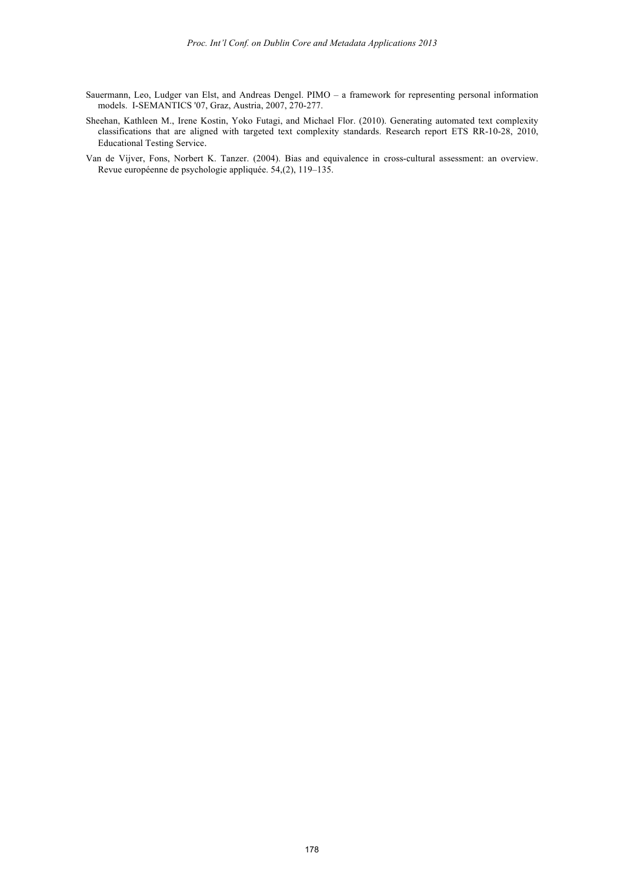Sauermann, Leo, Ludger van Elst, and Andreas Dengel. PIMO – a framework for representing personal information models. I-SEMANTICS '07, Graz, Austria, 2007, 270-277.

Sheehan, Kathleen M., Irene Kostin, Yoko Futagi, and Michael Flor. (2010). Generating automated text complexity classifications that are aligned with targeted text complexity standards. Research report ETS RR-10-28, 2010, Educational Testing Service.

Van de Vijver, Fons, Norbert K. Tanzer. (2004). Bias and equivalence in cross-cultural assessment: an overview. Revue européenne de psychologie appliquée. 54,(2), 119–135.